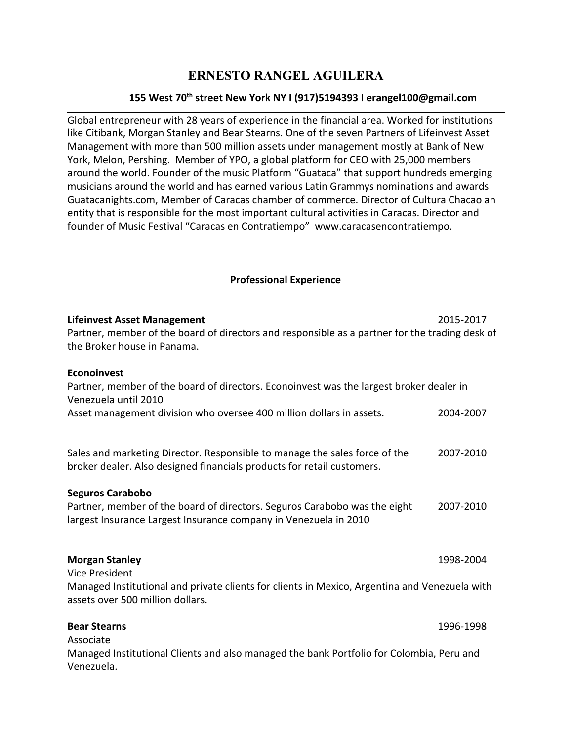# ERNESTO RANGEL AGUILERA

**155 West 70th street New York NY I (917)5194393 I erangel100@gmail.com**

---

Global entrepreneur with 28 years of experience in the financial area. Worked for institutions like Citibank, Morgan Stanley and Bear Stearns. One of the seven Partners of Lifeinvest Asset Management with more than 500 million assets under management mostly at Bank of New York, Melon, Pershing. Member of YPO, a global platform for CEO with 25,000 members around the world. Founder of the music Platform "Guataca" that support hundreds emerging musicians around the world and has earned various Latin Grammys nominations and awards Guatacanights.com, Member of Caracas chamber of commerce. Director of Cultura Chacao an entity that is responsible for the most important cultural activities in Caracas. Director and founder of Music Festival "Caracas en Contratiempo" www.caracasencontratiempo.

## Professional Experience

**Lifeinvest Asset Management** 2015-2017

Partner, member of the board of directors and responsible as a partner for the trading desk of the Broker house in Panama.

**Econoinvest**

Partner, member of the board of directors. Econoinvest was the largest broker dealer in Venezuela until 2010

Asset management division who oversee 400 million dollars in assets. 2004-2007

Sales and marketing Director. Responsible to manage the sales force of the broker dealer. Also designed financials products for retail customers. 2007-2010

**Seguros Carabobo**

Partner, member of the board of directors. Seguros Carabobo was the eight largest Insurance Largest Insurance company in Venezuela in 2010 2007-2010

**Morgan Stanley** 1998-2004

Vice President

Managed Institutional and private clients for clients in Mexico, Argentina and Venezuela with assets over 500 million dollars.

**Bear Stearns** 1996-1998

Associate

Managed Institutional Clients and also managed the bank Portfolio for Colombia, Peru and Venezuela.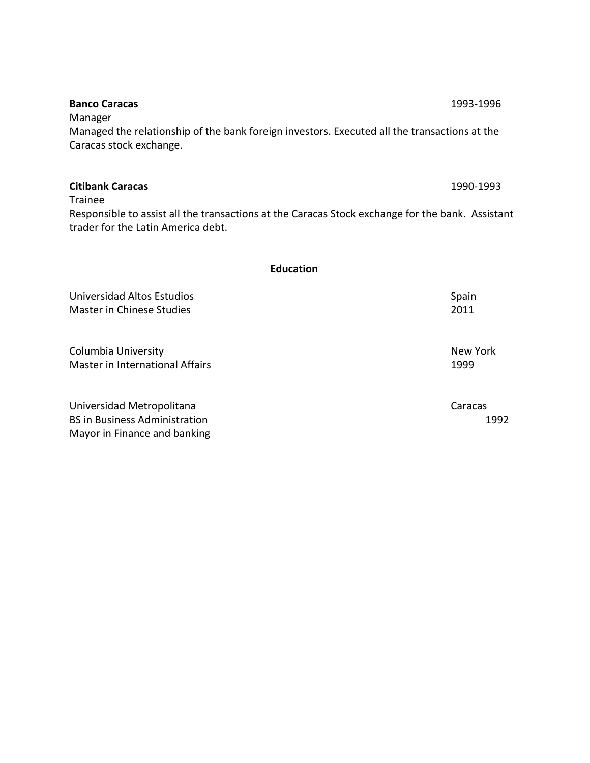**Banco Caracas** 1993-1996

Manager

Managed the relationship of the bank foreign investors. Executed all the transactions at the Caracas stock exchange.

**Citibank Caracas** 1990-1993

Trainee

Responsible to assist all the transactions at the Caracas Stock exchange for the bank. Assistant trader for the Latin America debt.

## Education

Universidad Altos Estudios — Spain
Master in Chinese Studies — 2011

Columbia University — New York
Master in International Affairs — 1999

Universidad Metropolitana — Caracas
BS in Business Administration — 1992
Mayor in Finance and banking